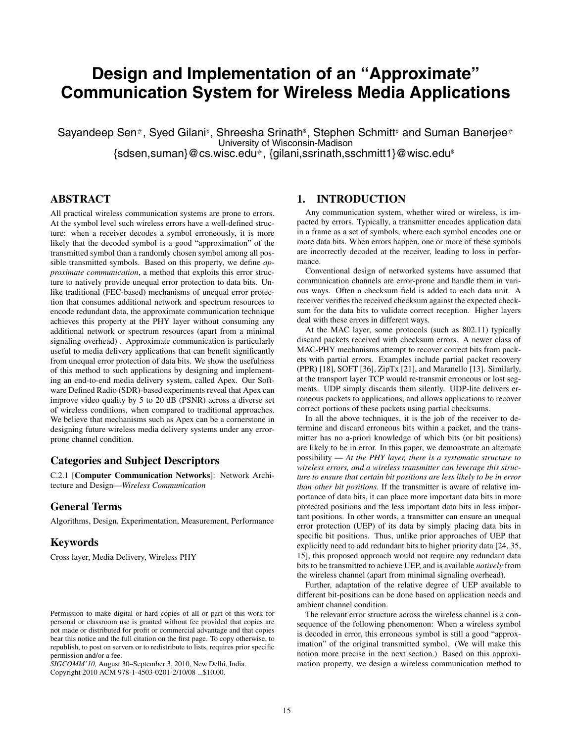# Design and Implementation of an "Approximate" Communication System for Wireless Media Applications

Sayandeep Sen[#], Syed Gilani[$], Shreesha Srinath[$], Stephen Schmitt[$] and Suman Banerjee[#]
University of Wisconsin-Madison
{sdsen,suman}@cs.wisc.edu[#], {gilani,ssrinath,sschmitt1}@wisc.edu[$]

## ABSTRACT

All practical wireless communication systems are prone to errors. At the symbol level such wireless errors have a well-defined structure: when a receiver decodes a symbol erroneously, it is more likely that the decoded symbol is a good "approximation" of the transmitted symbol than a randomly chosen symbol among all possible transmitted symbols. Based on this property, we define *approximate communication*, a method that exploits this error structure to natively provide unequal error protection to data bits. Unlike traditional (FEC-based) mechanisms of unequal error protection that consumes additional network and spectrum resources to encode redundant data, the approximate communication technique achieves this property at the PHY layer without consuming any additional network or spectrum resources (apart from a minimal signaling overhead) . Approximate communication is particularly useful to media delivery applications that can benefit significantly from unequal error protection of data bits. We show the usefulness of this method to such applications by designing and implementing an end-to-end media delivery system, called Apex. Our Software Defined Radio (SDR)-based experiments reveal that Apex can improve video quality by 5 to 20 dB (PSNR) across a diverse set of wireless conditions, when compared to traditional approaches. We believe that mechanisms such as Apex can be a cornerstone in designing future wireless media delivery systems under any error-prone channel condition.

## Categories and Subject Descriptors

C.2.1 [**Computer Communication Networks**]: Network Architecture and Design—*Wireless Communication*

## General Terms

Algorithms, Design, Experimentation, Measurement, Performance

## Keywords

Cross layer, Media Delivery, Wireless PHY

Permission to make digital or hard copies of all or part of this work for personal or classroom use is granted without fee provided that copies are not made or distributed for profit or commercial advantage and that copies bear this notice and the full citation on the first page. To copy otherwise, to republish, to post on servers or to redistribute to lists, requires prior specific permission and/or a fee.
*SIGCOMM'10,* August 30–September 3, 2010, New Delhi, India.
Copyright 2010 ACM 978-1-4503-0201-2/10/08 ...$10.00.

## 1. INTRODUCTION

Any communication system, whether wired or wireless, is impacted by errors. Typically, a transmitter encodes application data in a frame as a set of symbols, where each symbol encodes one or more data bits. When errors happen, one or more of these symbols are incorrectly decoded at the receiver, leading to loss in performance.

Conventional design of networked systems have assumed that communication channels are error-prone and handle them in various ways. Often a checksum field is added to each data unit. A receiver verifies the received checksum against the expected checksum for the data bits to validate correct reception. Higher layers deal with these errors in different ways.

At the MAC layer, some protocols (such as 802.11) typically discard packets received with checksum errors. A newer class of MAC-PHY mechanisms attempt to recover correct bits from packets with partial errors. Examples include partial packet recovery (PPR) [18], SOFT [36], ZipTx [21], and Maranello [13]. Similarly, at the transport layer TCP would re-transmit erroneous or lost segments. UDP simply discards them silently. UDP-lite delivers erroneous packets to applications, and allows applications to recover correct portions of these packets using partial checksums.

In all the above techniques, it is the job of the receiver to determine and discard erroneous bits within a packet, and the transmitter has no a-priori knowledge of which bits (or bit positions) are likely to be in error. In this paper, we demonstrate an alternate possibility — *At the PHY layer, there is a systematic structure to wireless errors, and a wireless transmitter can leverage this structure to ensure that certain bit positions are less likely to be in error than other bit positions.* If the transmitter is aware of relative importance of data bits, it can place more important data bits in more protected positions and the less important data bits in less important positions. In other words, a transmitter can ensure an unequal error protection (UEP) of its data by simply placing data bits in specific bit positions. Thus, unlike prior approaches of UEP that explicitly need to add redundant bits to higher priority data [24, 35, 15], this proposed approach would not require any redundant data bits to be transmitted to achieve UEP, and is available *natively* from the wireless channel (apart from minimal signaling overhead).

Further, adaptation of the relative degree of UEP available to different bit-positions can be done based on application needs and ambient channel condition.

The relevant error structure across the wireless channel is a consequence of the following phenomenon: When a wireless symbol is decoded in error, this erroneous symbol is still a good "approximation" of the original transmitted symbol. (We will make this notion more precise in the next section.) Based on this approximation property, we design a wireless communication method to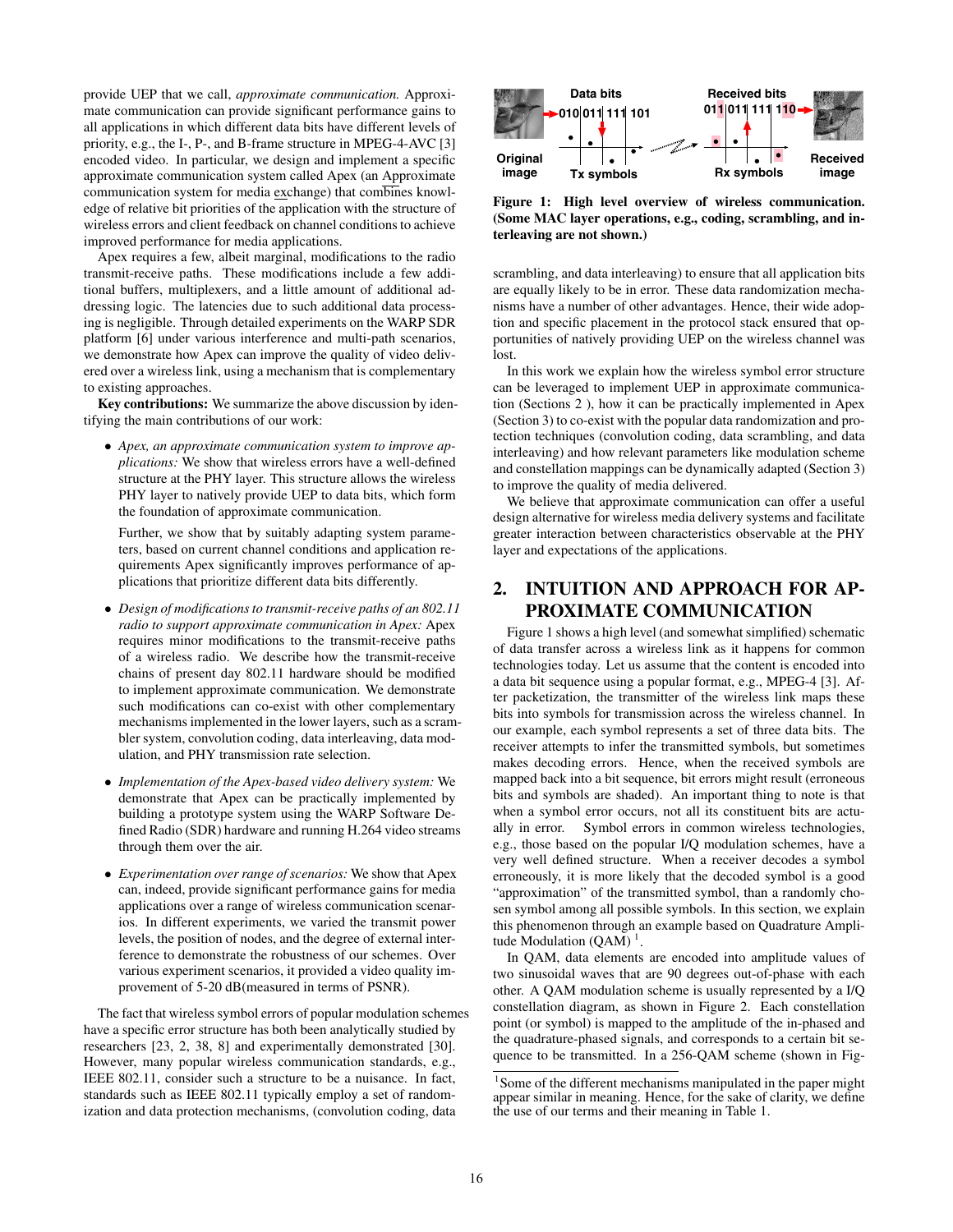provide UEP that we call, *approximate communication.* Approximate communication can provide significant performance gains to all applications in which different data bits have different levels of priority, e.g., the I-, P-, and B-frame structure in MPEG-4-AVC [3] encoded video. In particular, we design and implement a specific approximate communication system called Apex (an Approximate communication system for media exchange) that combines knowledge of relative bit priorities of the application with the structure of wireless errors and client feedback on channel conditions to achieve improved performance for media applications.

Apex requires a few, albeit marginal, modifications to the radio transmit-receive paths. These modifications include a few additional buffers, multiplexers, and a little amount of additional addressing logic. The latencies due to such additional data processing is negligible. Through detailed experiments on the WARP SDR platform [6] under various interference and multi-path scenarios, we demonstrate how Apex can improve the quality of video delivered over a wireless link, using a mechanism that is complementary to existing approaches.

**Key contributions:** We summarize the above discussion by identifying the main contributions of our work:

- *Apex, an approximate communication system to improve applications:* We show that wireless errors have a well-defined structure at the PHY layer. This structure allows the wireless PHY layer to natively provide UEP to data bits, which form the foundation of approximate communication.

  Further, we show that by suitably adapting system parameters, based on current channel conditions and application requirements Apex significantly improves performance of applications that prioritize different data bits differently.

- *Design of modifications to transmit-receive paths of an 802.11 radio to support approximate communication in Apex:* Apex requires minor modifications to the transmit-receive paths of a wireless radio. We describe how the transmit-receive chains of present day 802.11 hardware should be modified to implement approximate communication. We demonstrate such modifications can co-exist with other complementary mechanisms implemented in the lower layers, such as a scrambler system, convolution coding, data interleaving, data modulation, and PHY transmission rate selection.

- *Implementation of the Apex-based video delivery system:* We demonstrate that Apex can be practically implemented by building a prototype system using the WARP Software Defined Radio (SDR) hardware and running H.264 video streams through them over the air.

- *Experimentation over range of scenarios:* We show that Apex can, indeed, provide significant performance gains for media applications over a range of wireless communication scenarios. In different experiments, we varied the transmit power levels, the position of nodes, and the degree of external interference to demonstrate the robustness of our schemes. Over various experiment scenarios, it provided a video quality improvement of 5-20 dB(measured in terms of PSNR).

The fact that wireless symbol errors of popular modulation schemes have a specific error structure has both been analytically studied by researchers [23, 2, 38, 8] and experimentally demonstrated [30]. However, many popular wireless communication standards, e.g., IEEE 802.11, consider such a structure to be a nuisance. In fact, standards such as IEEE 802.11 typically employ a set of randomization and data protection mechanisms, (convolution coding, data scrambling, and data interleaving) to ensure that all application bits are equally likely to be in error. These data randomization mechanisms have a number of other advantages. Hence, their wide adoption and specific placement in the protocol stack ensured that opportunities of natively providing UEP on the wireless channel was lost.

Original image

Data bits

010 011 111 101

Tx symbols

Received bits

011 011 111 110

Rx symbols

Received image

**Figure 1: High level overview of wireless communication. (Some MAC layer operations, e.g., coding, scrambling, and interleaving are not shown.)**

In this work we explain how the wireless symbol error structure can be leveraged to implement UEP in approximate communication (Sections 2 ), how it can be practically implemented in Apex (Section 3) to co-exist with the popular data randomization and protection techniques (convolution coding, data scrambling, and data interleaving) and how relevant parameters like modulation scheme and constellation mappings can be dynamically adapted (Section 3) to improve the quality of media delivered.

We believe that approximate communication can offer a useful design alternative for wireless media delivery systems and facilitate greater interaction between characteristics observable at the PHY layer and expectations of the applications.

## 2. INTUITION AND APPROACH FOR APPROXIMATE COMMUNICATION

Figure 1 shows a high level (and somewhat simplified) schematic of data transfer across a wireless link as it happens for common technologies today. Let us assume that the content is encoded into a data bit sequence using a popular format, e.g., MPEG-4 [3]. After packetization, the transmitter of the wireless link maps these bits into symbols for transmission across the wireless channel. In our example, each symbol represents a set of three data bits. The receiver attempts to infer the transmitted symbols, but sometimes makes decoding errors. Hence, when the received symbols are mapped back into a bit sequence, bit errors might result (erroneous bits and symbols are shaded). An important thing to note is that when a symbol error occurs, not all its constituent bits are actually in error. Symbol errors in common wireless technologies, e.g., those based on the popular I/Q modulation schemes, have a very well defined structure. When a receiver decodes a symbol erroneously, it is more likely that the decoded symbol is a good "approximation" of the transmitted symbol, than a randomly chosen symbol among all possible symbols. In this section, we explain this phenomenon through an example based on Quadrature Amplitude Modulation (QAM) [1].

In QAM, data elements are encoded into amplitude values of two sinusoidal waves that are 90 degrees out-of-phase with each other. A QAM modulation scheme is usually represented by a I/Q constellation diagram, as shown in Figure 2. Each constellation point (or symbol) is mapped to the amplitude of the in-phased and the quadrature-phased signals, and corresponds to a certain bit sequence to be transmitted. In a 256-QAM scheme (shown in Fig-

[1] Some of the different mechanisms manipulated in the paper might appear similar in meaning. Hence, for the sake of clarity, we define the use of our terms and their meaning in Table 1.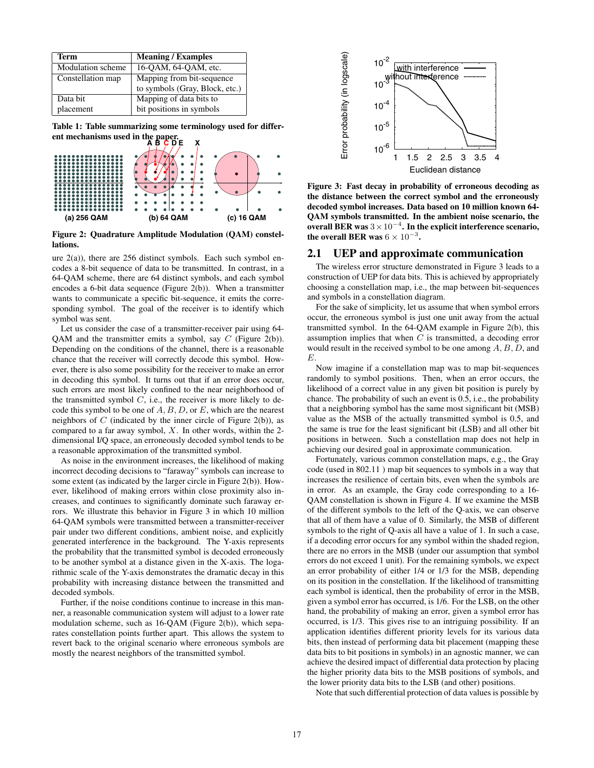| Term | Meaning / Examples |
|---|---|
| Modulation scheme | 16-QAM, 64-QAM, etc. |
| Constellation map | Mapping from bit-sequence to symbols (Gray, Block, etc.) |
| Data bit placement | Mapping of data bits to bit positions in symbols |

**Table 1: Table summarizing some terminology used for different mechanisms used in the paper.**

**Figure 2: Quadrature Amplitude Modulation (QAM) constellations.**

ure 2(a)), there are 256 distinct symbols. Each such symbol encodes a 8-bit sequence of data to be transmitted. In contrast, in a 64-QAM scheme, there are 64 distinct symbols, and each symbol encodes a 6-bit data sequence (Figure 2(b)). When a transmitter wants to communicate a specific bit-sequence, it emits the corresponding symbol. The goal of the receiver is to identify which symbol was sent.

Let us consider the case of a transmitter-receiver pair using 64-QAM and the transmitter emits a symbol, say $C$ (Figure 2(b)). Depending on the conditions of the channel, there is a reasonable chance that the receiver will correctly decode this symbol. However, there is also some possibility for the receiver to make an error in decoding this symbol. It turns out that if an error does occur, such errors are most likely confined to the near neighborhood of the transmitted symbol $C$, i.e., the receiver is more likely to decode this symbol to be one of $A$, $B$, $D$, or $E$, which are the nearest neighbors of $C$ (indicated by the inner circle of Figure 2(b)), as compared to a far away symbol, $X$. In other words, within the 2-dimensional I/Q space, an erroneously decoded symbol tends to be a reasonable approximation of the transmitted symbol.

As noise in the environment increases, the likelihood of making incorrect decoding decisions to "faraway" symbols can increase to some extent (as indicated by the larger circle in Figure 2(b)). However, likelihood of making errors within close proximity also increases, and continues to significantly dominate such faraway errors. We illustrate this behavior in Figure 3 in which 10 million 64-QAM symbols were transmitted between a transmitter-receiver pair under two different conditions, ambient noise, and explicitly generated interference in the background. The Y-axis represents the probability that the transmitted symbol is decoded erroneously to be another symbol at a distance given in the X-axis. The logarithmic scale of the Y-axis demonstrates the dramatic decay in this probability with increasing distance between the transmitted and decoded symbols.

Further, if the noise conditions continue to increase in this manner, a reasonable communication system will adjust to a lower rate modulation scheme, such as 16-QAM (Figure 2(b)), which separates constellation points further apart. This allows the system to revert back to the original scenario where erroneous symbols are mostly the nearest neighbors of the transmitted symbol.

**Figure 3: Fast decay in probability of erroneous decoding as the distance between the correct symbol and the erroneously decoded symbol increases. Data based on 10 million known 64-QAM symbols transmitted. In the ambient noise scenario, the overall BER was $3 \times 10^{-4}$. In the explicit interference scenario, the overall BER was $6 \times 10^{-3}$.**

## 2.1 UEP and approximate communication

The wireless error structure demonstrated in Figure 3 leads to a construction of UEP for data bits. This is achieved by appropriately choosing a constellation map, i.e., the map between bit-sequences and symbols in a constellation diagram.

For the sake of simplicity, let us assume that when symbol errors occur, the erroneous symbol is just one unit away from the actual transmitted symbol. In the 64-QAM example in Figure 2(b), this assumption implies that when $C$ is transmitted, a decoding error would result in the received symbol to be one among $A$, $B$, $D$, and $E$.

Now imagine if a constellation map was to map bit-sequences randomly to symbol positions. Then, when an error occurs, the likelihood of a correct value in any given bit position is purely by chance. The probability of such an event is 0.5, i.e., the probability that a neighboring symbol has the same most significant bit (MSB) value as the MSB of the actually transmitted symbol is 0.5, and the same is true for the least significant bit (LSB) and all other bit positions in between. Such a constellation map does not help in achieving our desired goal in approximate communication.

Fortunately, various common constellation maps, e.g., the Gray code (used in 802.11 ) map bit sequences to symbols in a way that increases the resilience of certain bits, even when the symbols are in error. As an example, the Gray code corresponding to a 16-QAM constellation is shown in Figure 4. If we examine the MSB of the different symbols to the left of the Q-axis, we can observe that all of them have a value of 0. Similarly, the MSB of different symbols to the right of Q-axis all have a value of 1. In such a case, if a decoding error occurs for any symbol within the shaded region, there are no errors in the MSB (under our assumption that symbol errors do not exceed 1 unit). For the remaining symbols, we expect an error probability of either 1/4 or 1/3 for the MSB, depending on its position in the constellation. If the likelihood of transmitting each symbol is identical, then the probability of error in the MSB, given a symbol error has occurred, is 1/6. For the LSB, on the other hand, the probability of making an error, given a symbol error has occurred, is 1/3. This gives rise to an intriguing possibility. If an application identifies different priority levels for its various data bits, then instead of performing data bit placement (mapping these data bits to bit positions in symbols) in an agnostic manner, we can achieve the desired impact of differential data protection by placing the higher priority data bits to the MSB positions of symbols, and the lower priority data bits to the LSB (and other) positions.

Note that such differential protection of data values is possible by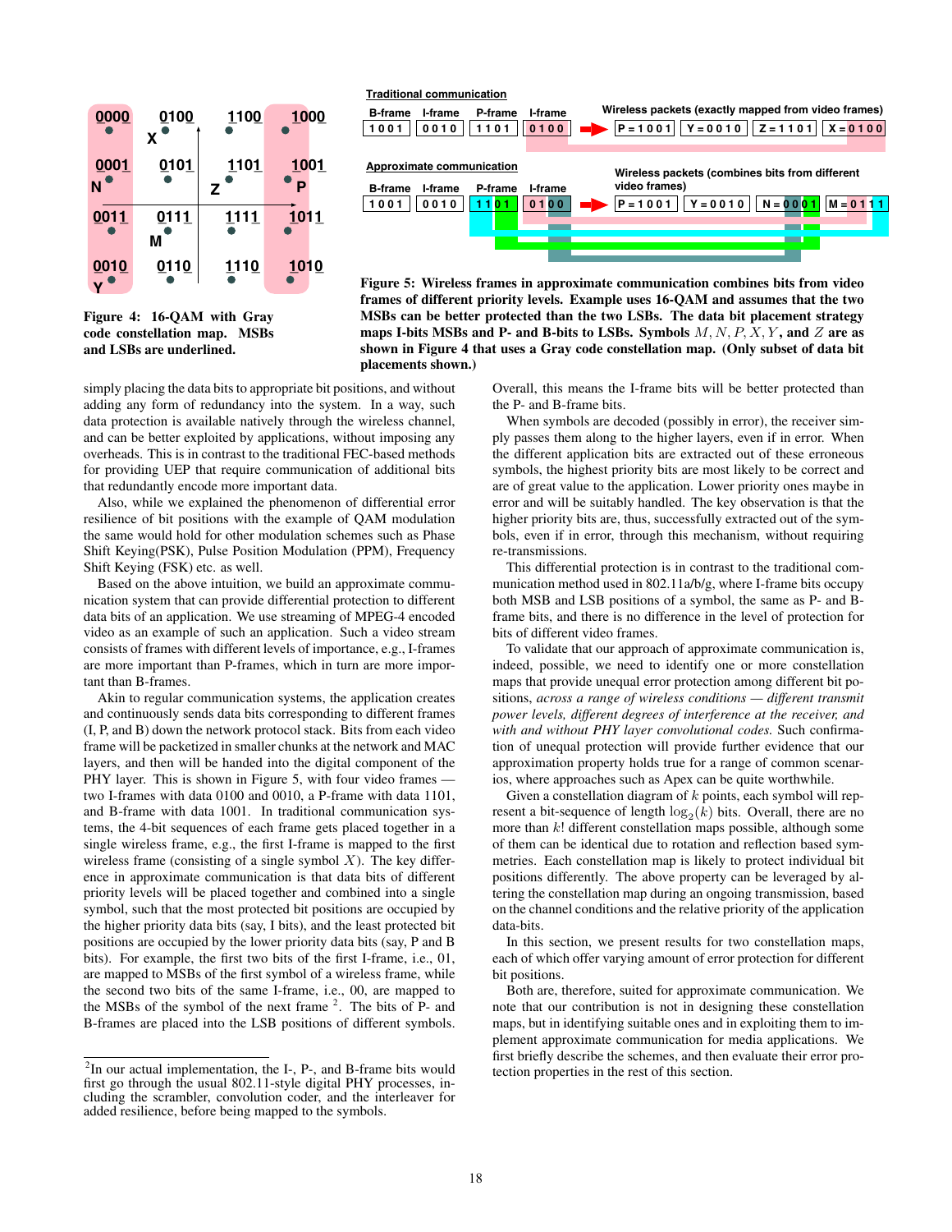0000 0100 1100 1000
X
0001 0101 1101 1001
N Z P
0011 0111 1111 1011
M
0010 0110 1110 1010
Y

**Figure 4: 16-QAM with Gray code constellation map. MSBs and LSBs are underlined.**

Traditional communication

B-frame 1001 | I-frame 0010 | P-frame 1101 | I-frame 0100

Wireless packets (exactly mapped from video frames)

P = 1001 | Y = 0010 | Z = 1101 | X = 0100

Approximate communication

B-frame 1001 | I-frame 0010 | P-frame 1101 | I-frame 0100

Wireless packets (combines bits from different video frames)

P = 1001 | Y = 0010 | N = 0001 | M = 0111

**Figure 5: Wireless frames in approximate communication combines bits from video frames of different priority levels. Example uses 16-QAM and assumes that the two MSBs can be better protected than the two LSBs. The data bit placement strategy maps I-bits MSBs and P- and B-bits to LSBs. Symbols $M, N, P, X, Y$, and $Z$ are as shown in Figure 4 that uses a Gray code constellation map. (Only subset of data bit placements shown.)**

simply placing the data bits to appropriate bit positions, and without adding any form of redundancy into the system. In a way, such data protection is available natively through the wireless channel, and can be better exploited by applications, without imposing any overheads. This is in contrast to the traditional FEC-based methods for providing UEP that require communication of additional bits that redundantly encode more important data.

Also, while we explained the phenomenon of differential error resilience of bit positions with the example of QAM modulation the same would hold for other modulation schemes such as Phase Shift Keying(PSK), Pulse Position Modulation (PPM), Frequency Shift Keying (FSK) etc. as well.

Based on the above intuition, we build an approximate communication system that can provide differential protection to different data bits of an application. We use streaming of MPEG-4 encoded video as an example of such an application. Such a video stream consists of frames with different levels of importance, e.g., I-frames are more important than P-frames, which in turn are more important than B-frames.

Akin to regular communication systems, the application creates and continuously sends data bits corresponding to different frames (I, P, and B) down the network protocol stack. Bits from each video frame will be packetized in smaller chunks at the network and MAC layers, and then will be handed into the digital component of the PHY layer. This is shown in Figure 5, with four video frames — two I-frames with data 0100 and 0010, a P-frame with data 1101, and B-frame with data 1001. In traditional communication systems, the 4-bit sequences of each frame gets placed together in a single wireless frame, e.g., the first I-frame is mapped to the first wireless frame (consisting of a single symbol $X$). The key difference in approximate communication is that data bits of different priority levels will be placed together and combined into a single symbol, such that the most protected bit positions are occupied by the higher priority data bits (say, I bits), and the least protected bit positions are occupied by the lower priority data bits (say, P and B bits). For example, the first two bits of the first I-frame, i.e., 01, are mapped to MSBs of the first symbol of a wireless frame, while the second two bits of the same I-frame, i.e., 00, are mapped to the MSBs of the symbol of the next frame [2]. The bits of P- and B-frames are placed into the LSB positions of different symbols. Overall, this means the I-frame bits will be better protected than the P- and B-frame bits.

When symbols are decoded (possibly in error), the receiver simply passes them along to the higher layers, even if in error. When the different application bits are extracted out of these erroneous symbols, the highest priority bits are most likely to be correct and are of great value to the application. Lower priority ones maybe in error and will be suitably handled. The key observation is that the higher priority bits are, thus, successfully extracted out of the symbols, even if in error, through this mechanism, without requiring re-transmissions.

This differential protection is in contrast to the traditional communication method used in 802.11a/b/g, where I-frame bits occupy both MSB and LSB positions of a symbol, the same as P- and B-frame bits, and there is no difference in the level of protection for bits of different video frames.

To validate that our approach of approximate communication is, indeed, possible, we need to identify one or more constellation maps that provide unequal error protection among different bit positions, *across a range of wireless conditions — different transmit power levels, different degrees of interference at the receiver, and with and without PHY layer convolutional codes.* Such confirmation of unequal protection will provide further evidence that our approximation property holds true for a range of common scenarios, where approaches such as Apex can be quite worthwhile.

Given a constellation diagram of $k$ points, each symbol will represent a bit-sequence of length $\log_2(k)$ bits. Overall, there are no more than $k!$ different constellation maps possible, although some of them can be identical due to rotation and reflection based symmetries. Each constellation map is likely to protect individual bit positions differently. The above property can be leveraged by altering the constellation map during an ongoing transmission, based on the channel conditions and the relative priority of the application data-bits.

In this section, we present results for two constellation maps, each of which offer varying amount of error protection for different bit positions.

Both are, therefore, suited for approximate communication. We note that our contribution is not in designing these constellation maps, but in identifying suitable ones and in exploiting them to implement approximate communication for media applications. We first briefly describe the schemes, and then evaluate their error protection properties in the rest of this section.

[2] In our actual implementation, the I-, P-, and B-frame bits would first go through the usual 802.11-style digital PHY processes, including the scrambler, convolution coder, and the interleaver for added resilience, before being mapped to the symbols.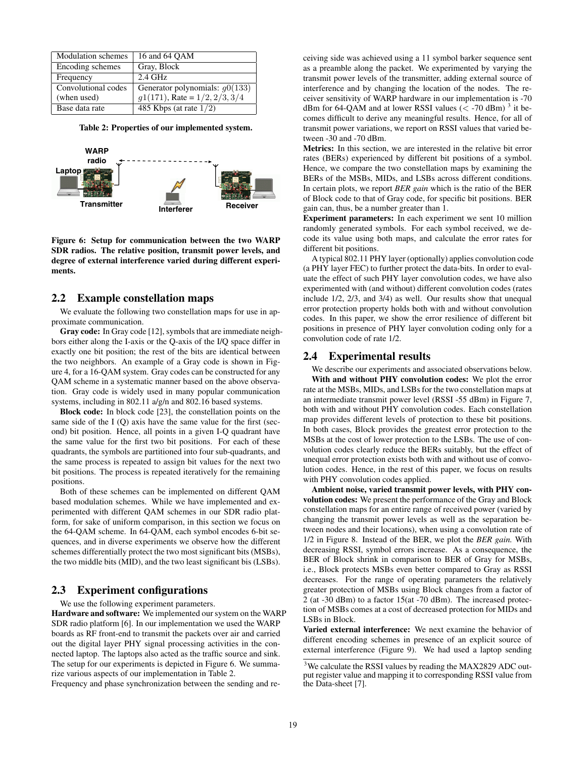| Modulation schemes | 16 and 64 QAM |
|---|---|
| Encoding schemes | Gray, Block |
| Frequency | 2.4 GHz |
| Convolutional codes (when used) | Generator polynomials: $g0(133)$ $g1(171)$, Rate = $1/2, 2/3, 3/4$ |
| Base data rate | 485 Kbps (at rate $1/2$) |

**Table 2: Properties of our implemented system.**

**Figure 6: Setup for communication between the two WARP SDR radios. The relative position, transmit power levels, and degree of external interference varied during different experiments.**

## 2.2 Example constellation maps

We evaluate the following two constellation maps for use in approximate communication.

**Gray code:** In Gray code [12], symbols that are immediate neighbors either along the I-axis or the Q-axis of the I/Q space differ in exactly one bit position; the rest of the bits are identical between the two neighbors. An example of a Gray code is shown in Figure 4, for a 16-QAM system. Gray codes can be constructed for any QAM scheme in a systematic manner based on the above observation. Gray code is widely used in many popular communication systems, including in 802.11 a/g/n and 802.16 based systems.

**Block code:** In block code [23], the constellation points on the same side of the I (Q) axis have the same value for the first (second) bit position. Hence, all points in a given I-Q quadrant have the same value for the first two bit positions. For each of these quadrants, the symbols are partitioned into four sub-quadrants, and the same process is repeated to assign bit values for the next two bit positions. The process is repeated iteratively for the remaining positions.

Both of these schemes can be implemented on different QAM based modulation schemes. While we have implemented and experimented with different QAM schemes in our SDR radio platform, for sake of uniform comparison, in this section we focus on the 64-QAM scheme. In 64-QAM, each symbol encodes 6-bit sequences, and in diverse experiments we observe how the different schemes differentially protect the two most significant bits (MSBs), the two middle bits (MID), and the two least significant bis (LSBs).

## 2.3 Experiment configurations

We use the following experiment parameters.

**Hardware and software:** We implemented our system on the WARP SDR radio platform [6]. In our implementation we used the WARP boards as RF front-end to transmit the packets over air and carried out the digital layer PHY signal processing activities in the connected laptop. The laptops also acted as the traffic source and sink. The setup for our experiments is depicted in Figure 6. We summarize various aspects of our implementation in Table 2.

Frequency and phase synchronization between the sending and receiving side was achieved using a 11 symbol barker sequence sent as a preamble along the packet. We experimented by varying the transmit power levels of the transmitter, adding external source of interference and by changing the location of the nodes. The receiver sensitivity of WARP hardware in our implementation is -70 dBm for 64-QAM and at lower RSSI values (< -70 dBm) [3] it becomes difficult to derive any meaningful results. Hence, for all of transmit power variations, we report on RSSI values that varied between -30 and -70 dBm.

**Metrics:** In this section, we are interested in the relative bit error rates (BERs) experienced by different bit positions of a symbol. Hence, we compare the two constellation maps by examining the BERs of the MSBs, MIDs, and LSBs across different conditions. In certain plots, we report *BER gain* which is the ratio of the BER of Block code to that of Gray code, for specific bit positions. BER gain can, thus, be a number greater than 1.

**Experiment parameters:** In each experiment we sent 10 million randomly generated symbols. For each symbol received, we decode its value using both maps, and calculate the error rates for different bit positions.

A typical 802.11 PHY layer (optionally) applies convolution code (a PHY layer FEC) to further protect the data-bits. In order to evaluate the effect of such PHY layer convolution codes, we have also experimented with (and without) different convolution codes (rates include 1/2, 2/3, and 3/4) as well. Our results show that unequal error protection property holds both with and without convolution codes. In this paper, we show the error resilience of different bit positions in presence of PHY layer convolution coding only for a convolution code of rate 1/2.

## 2.4 Experimental results

We describe our experiments and associated observations below.

**With and without PHY convolution codes:** We plot the error rate at the MSBs, MIDs, and LSBs for the two constellation maps at an intermediate transmit power level (RSSI -55 dBm) in Figure 7, both with and without PHY convolution codes. Each constellation map provides different levels of protection to these bit positions. In both cases, Block provides the greatest error protection to the MSBs at the cost of lower protection to the LSBs. The use of convolution codes clearly reduce the BERs suitably, but the effect of unequal error protection exists both with and without use of convolution codes. Hence, in the rest of this paper, we focus on results with PHY convolution codes applied.

**Ambient noise, varied transmit power levels, with PHY convolution codes:** We present the performance of the Gray and Block constellation maps for an entire range of received power (varied by changing the transmit power levels as well as the separation between nodes and their locations), when using a convolution rate of 1/2 in Figure 8. Instead of the BER, we plot the *BER gain.* With decreasing RSSI, symbol errors increase. As a consequence, the BER of Block shrink in comparison to BER of Gray for MSBs, i.e., Block protects MSBs even better compared to Gray as RSSI decreases. For the range of operating parameters the relatively greater protection of MSBs using Block changes from a factor of 2 (at -30 dBm) to a factor 15(at -70 dBm). The increased protection of MSBs comes at a cost of decreased protection for MIDs and LSBs in Block.

**Varied external interference:** We next examine the behavior of different encoding schemes in presence of an explicit source of external interference (Figure 9). We had used a laptop sending

[3] We calculate the RSSI values by reading the MAX2829 ADC output register value and mapping it to corresponding RSSI value from the Data-sheet [7].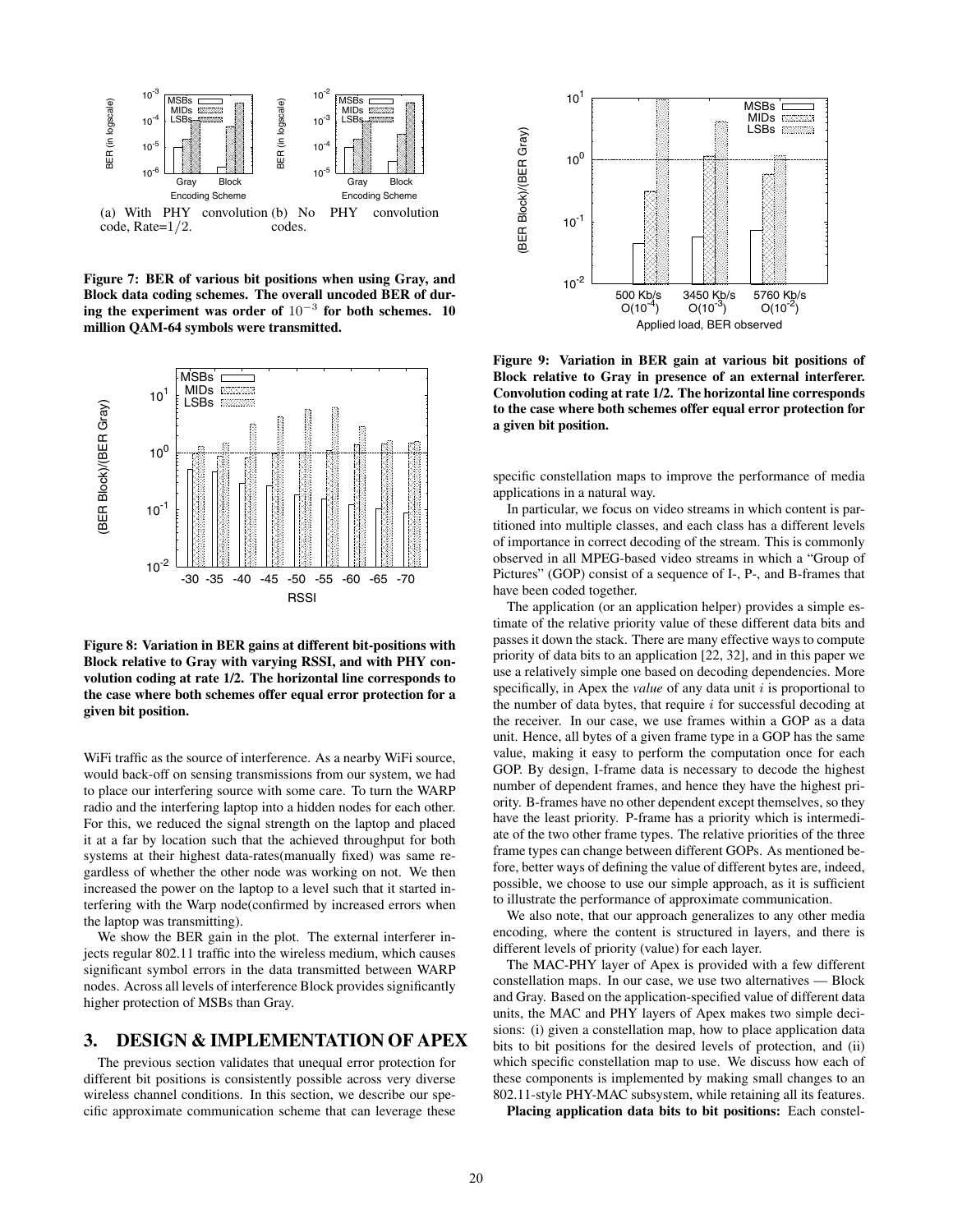(a) With PHY convolution code, Rate=$1/2$.

(b) No PHY convolution codes.

**Figure 7: BER of various bit positions when using Gray, and Block data coding schemes. The overall uncoded BER of during the experiment was order of $10^{-3}$ for both schemes. 10 million QAM-64 symbols were transmitted.**

**Figure 8: Variation in BER gains at different bit-positions with Block relative to Gray with varying RSSI, and with PHY convolution coding at rate 1/2. The horizontal line corresponds to the case where both schemes offer equal error protection for a given bit position.**

WiFi traffic as the source of interference. As a nearby WiFi source, would back-off on sensing transmissions from our system, we had to place our interfering source with some care. To turn the WARP radio and the interfering laptop into a hidden nodes for each other. For this, we reduced the signal strength on the laptop and placed it at a far by location such that the achieved throughput for both systems at their highest data-rates(manually fixed) was same regardless of whether the other node was working on not. We then increased the power on the laptop to a level such that it started interfering with the Warp node(confirmed by increased errors when the laptop was transmitting).

We show the BER gain in the plot. The external interferer injects regular 802.11 traffic into the wireless medium, which causes significant symbol errors in the data transmitted between WARP nodes. Across all levels of interference Block provides significantly higher protection of MSBs than Gray.

## 3. DESIGN & IMPLEMENTATION OF APEX

The previous section validates that unequal error protection for different bit positions is consistently possible across very diverse wireless channel conditions. In this section, we describe our specific approximate communication scheme that can leverage these specific constellation maps to improve the performance of media applications in a natural way.

**Figure 9: Variation in BER gain at various bit positions of Block relative to Gray in presence of an external interferer. Convolution coding at rate 1/2. The horizontal line corresponds to the case where both schemes offer equal error protection for a given bit position.**

In particular, we focus on video streams in which content is partitioned into multiple classes, and each class has a different levels of importance in correct decoding of the stream. This is commonly observed in all MPEG-based video streams in which a "Group of Pictures" (GOP) consist of a sequence of I-, P-, and B-frames that have been coded together.

The application (or an application helper) provides a simple estimate of the relative priority value of these different data bits and passes it down the stack. There are many effective ways to compute priority of data bits to an application [22, 32], and in this paper we use a relatively simple one based on decoding dependencies. More specifically, in Apex the *value* of any data unit $i$ is proportional to the number of data bytes, that require $i$ for successful decoding at the receiver. In our case, we use frames within a GOP as a data unit. Hence, all bytes of a given frame type in a GOP has the same value, making it easy to perform the computation once for each GOP. By design, I-frame data is necessary to decode the highest number of dependent frames, and hence they have the highest priority. B-frames have no other dependent except themselves, so they have the least priority. P-frame has a priority which is intermediate of the two other frame types. The relative priorities of the three frame types can change between different GOPs. As mentioned before, better ways of defining the value of different bytes are, indeed, possible, we choose to use our simple approach, as it is sufficient to illustrate the performance of approximate communication.

We also note, that our approach generalizes to any other media encoding, where the content is structured in layers, and there is different levels of priority (value) for each layer.

The MAC-PHY layer of Apex is provided with a few different constellation maps. In our case, we use two alternatives — Block and Gray. Based on the application-specified value of different data units, the MAC and PHY layers of Apex makes two simple decisions: (i) given a constellation map, how to place application data bits to bit positions for the desired levels of protection, and (ii) which specific constellation map to use. We discuss how each of these components is implemented by making small changes to an 802.11-style PHY-MAC subsystem, while retaining all its features.

**Placing application data bits to bit positions:** Each constel-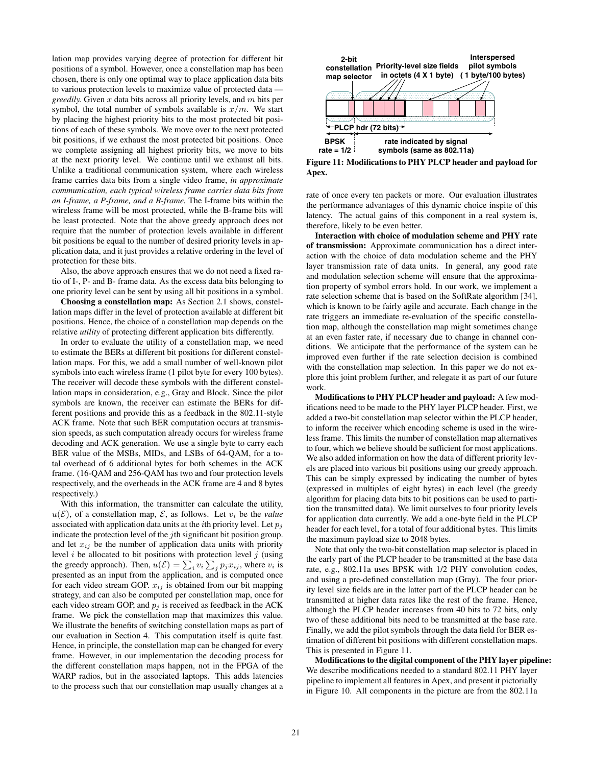lation map provides varying degree of protection for different bit positions of a symbol. However, once a constellation map has been chosen, there is only one optimal way to place application data bits to various protection levels to maximize value of protected data — *greedily.* Given $x$ data bits across all priority levels, and $m$ bits per symbol, the total number of symbols available is $x/m$. We start by placing the highest priority bits to the most protected bit positions of each of these symbols. We move over to the next protected bit positions, if we exhaust the most protected bit positions. Once we complete assigning all highest priority bits, we move to bits at the next priority level. We continue until we exhaust all bits. Unlike a traditional communication system, where each wireless frame carries data bits from a single video frame, *in approximate communication, each typical wireless frame carries data bits from an I-frame, a P-frame, and a B-frame.* The I-frame bits within the wireless frame will be most protected, while the B-frame bits will be least protected. Note that the above greedy approach does not require that the number of protection levels available in different bit positions be equal to the number of desired priority levels in application data, and it just provides a relative ordering in the level of protection for these bits.

Also, the above approach ensures that we do not need a fixed ratio of I-, P- and B- frame data. As the excess data bits belonging to one priority level can be sent by using all bit positions in a symbol.

**Choosing a constellation map:** As Section 2.1 shows, constellation maps differ in the level of protection available at different bit positions. Hence, the choice of a constellation map depends on the relative *utility* of protecting different application bits differently.

In order to evaluate the utility of a constellation map, we need to estimate the BERs at different bit positions for different constellation maps. For this, we add a small number of well-known pilot symbols into each wireless frame (1 pilot byte for every 100 bytes). The receiver will decode these symbols with the different constellation maps in consideration, e.g., Gray and Block. Since the pilot symbols are known, the receiver can estimate the BERs for different positions and provide this as a feedback in the 802.11-style ACK frame. Note that such BER computation occurs at transmission speeds, as such computation already occurs for wireless frame decoding and ACK generation. We use a single byte to carry each BER value of the MSBs, MIDs, and LSBs of 64-QAM, for a total overhead of 6 additional bytes for both schemes in the ACK frame. (16-QAM and 256-QAM has two and four protection levels respectively, and the overheads in the ACK frame are 4 and 8 bytes respectively.)

With this information, the transmitter can calculate the utility, $u(\mathcal{E})$, of a constellation map, $\mathcal{E}$, as follows. Let $v_i$ be the *value* associated with application data units at the $i$th priority level. Let $p_j$ indicate the protection level of the $j$th significant bit position group. and let $x_{ij}$ be the number of application data units with priority level $i$ be allocated to bit positions with protection level $j$ (using the greedy approach). Then, $u(\mathcal{E}) = \sum_i v_i \sum_j p_j x_{ij}$, where $v_i$ is presented as an input from the application, and is computed once for each video stream GOP. $x_{ij}$ is obtained from our bit mapping strategy, and can also be computed per constellation map, once for each video stream GOP, and $p_j$ is received as feedback in the ACK frame. We pick the constellation map that maximizes this value. We illustrate the benefits of switching constellation maps as part of our evaluation in Section 4. This computation itself is quite fast. Hence, in principle, the constellation map can be changed for every frame. However, in our implementation the decoding process for the different constellation maps happen, not in the FPGA of the WARP radios, but in the associated laptops. This adds latencies to the process such that our constellation map usually changes at a rate of once every ten packets or more. Our evaluation illustrates the performance advantages of this dynamic choice inspite of this latency. The actual gains of this component in a real system is, therefore, likely to be even better.

2-bit constellation map selector | Priority-level size fields in octets (4 X 1 byte) | Interspersed pilot symbols ( 1 byte/100 bytes) | PLCP hdr (72 bits) | BPSK rate = 1/2 | rate indicated by signal symbols (same as 802.11a)

**Figure 11: Modifications to PHY PLCP header and payload for Apex.**

**Interaction with choice of modulation scheme and PHY rate of transmission:** Approximate communication has a direct interaction with the choice of data modulation scheme and the PHY layer transmission rate of data units. In general, any good rate and modulation selection scheme will ensure that the approximation property of symbol errors hold. In our work, we implement a rate selection scheme that is based on the SoftRate algorithm [34], which is known to be fairly agile and accurate. Each change in the rate triggers an immediate re-evaluation of the specific constellation map, although the constellation map might sometimes change at an even faster rate, if necessary due to change in channel conditions. We anticipate that the performance of the system can be improved even further if the rate selection decision is combined with the constellation map selection. In this paper we do not explore this joint problem further, and relegate it as part of our future work.

**Modifications to PHY PLCP header and payload:** A few modifications need to be made to the PHY layer PLCP header. First, we added a two-bit constellation map selector within the PLCP header, to inform the receiver which encoding scheme is used in the wireless frame. This limits the number of constellation map alternatives to four, which we believe should be sufficient for most applications. We also added information on how the data of different priority levels are placed into various bit positions using our greedy approach. This can be simply expressed by indicating the number of bytes (expressed in multiples of eight bytes) in each level (the greedy algorithm for placing data bits to bit positions can be used to partition the transmitted data). We limit ourselves to four priority levels for application data currently. We add a one-byte field in the PLCP header for each level, for a total of four additional bytes. This limits the maximum payload size to 2048 bytes.

Note that only the two-bit constellation map selector is placed in the early part of the PLCP header to be transmitted at the base data rate, e.g., 802.11a uses BPSK with 1/2 PHY convolution codes, and using a pre-defined constellation map (Gray). The four priority level size fields are in the latter part of the PLCP header can be transmitted at higher data rates like the rest of the frame. Hence, although the PLCP header increases from 40 bits to 72 bits, only two of these additional bits need to be transmitted at the base rate. Finally, we add the pilot symbols through the data field for BER estimation of different bit positions with different constellation maps. This is presented in Figure 11.

**Modifications to the digital component of the PHY layer pipeline:** We describe modifications needed to a standard 802.11 PHY layer pipeline to implement all features in Apex, and present it pictorially in Figure 10. All components in the picture are from the 802.11a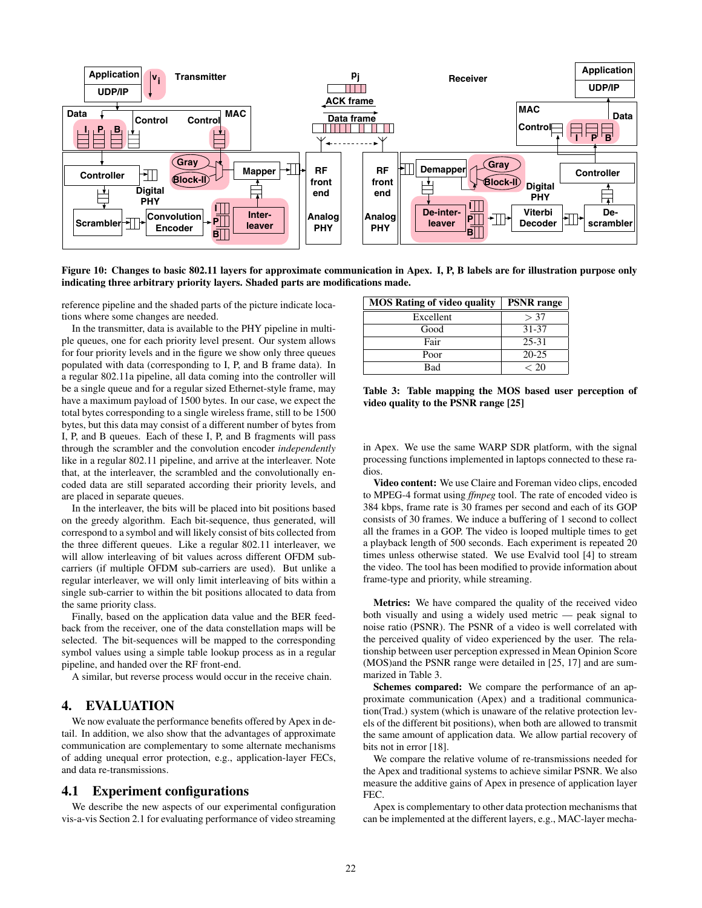**Figure 10: Changes to basic 802.11 layers for approximate communication in Apex. I, P, B labels are for illustration purpose only indicating three arbitrary priority layers. Shaded parts are modifications made.**

reference pipeline and the shaded parts of the picture indicate locations where some changes are needed.

In the transmitter, data is available to the PHY pipeline in multiple queues, one for each priority level present. Our system allows for four priority levels and in the figure we show only three queues populated with data (corresponding to I, P, and B frame data). In a regular 802.11a pipeline, all data coming into the controller will be a single queue and for a regular sized Ethernet-style frame, may have a maximum payload of 1500 bytes. In our case, we expect the total bytes corresponding to a single wireless frame, still to be 1500 bytes, but this data may consist of a different number of bytes from I, P, and B queues. Each of these I, P, and B fragments will pass through the scrambler and the convolution encoder *independently* like in a regular 802.11 pipeline, and arrive at the interleaver. Note that, at the interleaver, the scrambled and the convolutionally encoded data are still separated according their priority levels, and are placed in separate queues.

In the interleaver, the bits will be placed into bit positions based on the greedy algorithm. Each bit-sequence, thus generated, will correspond to a symbol and will likely consist of bits collected from the three different queues. Like a regular 802.11 interleaver, we will allow interleaving of bit values across different OFDM sub-carriers (if multiple OFDM sub-carriers are used). But unlike a regular interleaver, we will only limit interleaving of bits within a single sub-carrier to within the bit positions allocated to data from the same priority class.

Finally, based on the application data value and the BER feedback from the receiver, one of the data constellation maps will be selected. The bit-sequences will be mapped to the corresponding symbol values using a simple table lookup process as in a regular pipeline, and handed over the RF front-end.

A similar, but reverse process would occur in the receive chain.

## 4. EVALUATION

We now evaluate the performance benefits offered by Apex in detail. In addition, we also show that the advantages of approximate communication are complementary to some alternate mechanisms of adding unequal error protection, e.g., application-layer FECs, and data re-transmissions.

### 4.1 Experiment configurations

We describe the new aspects of our experimental configuration vis-a-vis Section 2.1 for evaluating performance of video streaming in Apex. We use the same WARP SDR platform, with the signal processing functions implemented in laptops connected to these radios.

| MOS Rating of video quality | PSNR range |
|---|---|
| Excellent | $> 37$ |
| Good | 31-37 |
| Fair | 25-31 |
| Poor | 20-25 |
| Bad | $< 20$ |

**Table 3: Table mapping the MOS based user perception of video quality to the PSNR range [25]**

**Video content:** We use Claire and Foreman video clips, encoded to MPEG-4 format using *ffmpeg* tool. The rate of encoded video is 384 kbps, frame rate is 30 frames per second and each of its GOP consists of 30 frames. We induce a buffering of 1 second to collect all the frames in a GOP. The video is looped multiple times to get a playback length of 500 seconds. Each experiment is repeated 20 times unless otherwise stated. We use Evalvid tool [4] to stream the video. The tool has been modified to provide information about frame-type and priority, while streaming.

**Metrics:** We have compared the quality of the received video both visually and using a widely used metric — peak signal to noise ratio (PSNR). The PSNR of a video is well correlated with the perceived quality of video experienced by the user. The relationship between user perception expressed in Mean Opinion Score (MOS)and the PSNR range were detailed in [25, 17] and are summarized in Table 3.

**Schemes compared:** We compare the performance of an approximate communication (Apex) and a traditional communication(Trad.) system (which is unaware of the relative protection levels of the different bit positions), when both are allowed to transmit the same amount of application data. We allow partial recovery of bits not in error [18].

We compare the relative volume of re-transmissions needed for the Apex and traditional systems to achieve similar PSNR. We also measure the additive gains of Apex in presence of application layer FEC.

Apex is complementary to other data protection mechanisms that can be implemented at the different layers, e.g., MAC-layer mecha-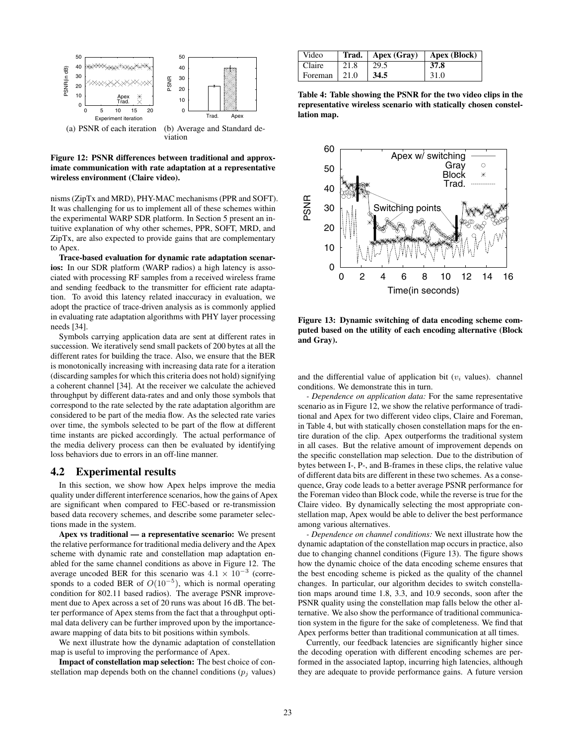Figure 12: PSNR differences between traditional and approximate communication with rate adaptation at a representative wireless environment (Claire video).

(a) PSNR of each iteration (b) Average and Standard deviation

nisms (ZipTx and MRD), PHY-MAC mechanisms (PPR and SOFT). It was challenging for us to implement all of these schemes within the experimental WARP SDR platform. In Section 5 present an intuitive explanation of why other schemes, PPR, SOFT, MRD, and ZipTx, are also expected to provide gains that are complementary to Apex.

**Trace-based evaluation for dynamic rate adaptation scenarios:** In our SDR platform (WARP radios) a high latency is associated with processing RF samples from a received wireless frame and sending feedback to the transmitter for efficient rate adaptation. To avoid this latency related inaccuracy in evaluation, we adopt the practice of trace-driven analysis as is commonly applied in evaluating rate adaptation algorithms with PHY layer processing needs [34].

Symbols carrying application data are sent at different rates in succession. We iteratively send small packets of 200 bytes at all the different rates for building the trace. Also, we ensure that the BER is monotonically increasing with increasing data rate for a iteration (discarding samples for which this criteria does not hold) signifying a coherent channel [34]. At the receiver we calculate the achieved throughput by different data-rates and and only those symbols that correspond to the rate selected by the rate adaptation algorithm are considered to be part of the media flow. As the selected rate varies over time, the symbols selected to be part of the flow at different time instants are picked accordingly. The actual performance of the media delivery process can then be evaluated by identifying loss behaviors due to errors in an off-line manner.

## 4.2 Experimental results

In this section, we show how Apex helps improve the media quality under different interference scenarios, how the gains of Apex are significant when compared to FEC-based or re-transmission based data recovery schemes, and describe some parameter selections made in the system.

**Apex vs traditional — a representative scenario:** We present the relative performance for traditional media delivery and the Apex scheme with dynamic rate and constellation map adaptation enabled for the same channel conditions as above in Figure 12. The average uncoded BER for this scenario was $4.1 \times 10^{-3}$ (corresponds to a coded BER of $O(10^{-5})$, which is normal operating condition for 802.11 based radios). The average PSNR improvement due to Apex across a set of 20 runs was about 16 dB. The better performance of Apex stems from the fact that a throughput optimal data delivery can be further improved upon by the importance-aware mapping of data bits to bit positions within symbols.

We next illustrate how the dynamic adaptation of constellation map is useful to improving the performance of Apex.

**Impact of constellation map selection:** The best choice of constellation map depends both on the channel conditions ($p_j$ values)

| Video | Trad. | Apex (Gray) | Apex (Block) |
|---|---|---|---|
| Claire | 21.8 | 29.5 | **37.8** |
| Foreman | 21.0 | **34.5** | 31.0 |

**Table 4: Table showing the PSNR for the two video clips in the representative wireless scenario with statically chosen constellation map.**

**Figure 13: Dynamic switching of data encoding scheme computed based on the utility of each encoding alternative (Block and Gray).**

and the differential value of application bit ($v_i$ values). channel conditions. We demonstrate this in turn.

- *Dependence on application data:* For the same representative scenario as in Figure 12, we show the relative performance of traditional and Apex for two different video clips, Claire and Foreman, in Table 4, but with statically chosen constellation maps for the entire duration of the clip. Apex outperforms the traditional system in all cases. But the relative amount of improvement depends on the specific constellation map selection. Due to the distribution of bytes between I-, P-, and B-frames in these clips, the relative value of different data bits are different in these two schemes. As a consequence, Gray code leads to a better average PSNR performance for the Foreman video than Block code, while the reverse is true for the Claire video. By dynamically selecting the most appropriate constellation map, Apex would be able to deliver the best performance among various alternatives.

- *Dependence on channel conditions:* We next illustrate how the dynamic adaptation of the constellation map occurs in practice, also due to changing channel conditions (Figure 13). The figure shows how the dynamic choice of the data encoding scheme ensures that the best encoding scheme is picked as the quality of the channel changes. In particular, our algorithm decides to switch constellation maps around time 1.8, 3.3, and 10.9 seconds, soon after the PSNR quality using the constellation map falls below the other alternative. We also show the performance of traditional communication system in the figure for the sake of completeness. We find that Apex performs better than traditional communication at all times.

Currently, our feedback latencies are significantly higher since the decoding operation with different encoding schemes are performed in the associated laptop, incurring high latencies, although they are adequate to provide performance gains. A future version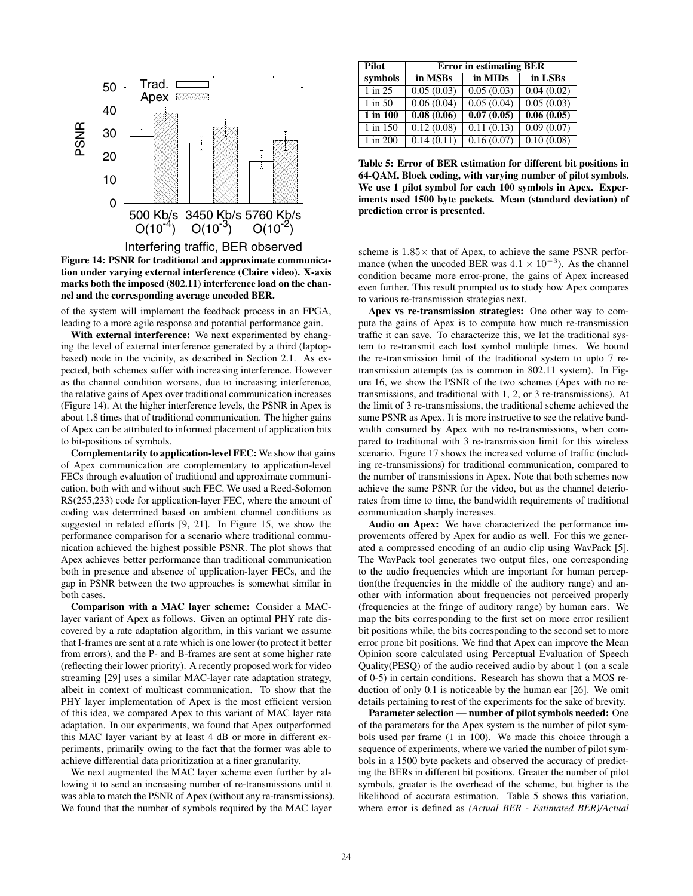PSNR

50
40
30
20
10
0

Trad.
Apex

500 Kb/s $O(10^{-4})$
3450 Kb/s $O(10^{-3})$
5760 Kb/s $O(10^{-2})$

Interfering traffic, BER observed

**Figure 14: PSNR for traditional and approximate communication under varying external interference (Claire video). X-axis marks both the imposed (802.11) interference load on the channel and the corresponding average uncoded BER.**

of the system will implement the feedback process in an FPGA, leading to a more agile response and potential performance gain.

**With external interference:** We next experimented by changing the level of external interference generated by a third (laptop-based) node in the vicinity, as described in Section 2.1. As expected, both schemes suffer with increasing interference. However as the channel condition worsens, due to increasing interference, the relative gains of Apex over traditional communication increases (Figure 14). At the higher interference levels, the PSNR in Apex is about 1.8 times that of traditional communication. The higher gains of Apex can be attributed to informed placement of application bits to bit-positions of symbols.

**Complementarity to application-level FEC:** We show that gains of Apex communication are complementary to application-level FECs through evaluation of traditional and approximate communication, both with and without such FEC. We used a Reed-Solomon RS(255,233) code for application-layer FEC, where the amount of coding was determined based on ambient channel conditions as suggested in related efforts [9, 21]. In Figure 15, we show the performance comparison for a scenario where traditional communication achieved the highest possible PSNR. The plot shows that Apex achieves better performance than traditional communication both in presence and absence of application-layer FECs, and the gap in PSNR between the two approaches is somewhat similar in both cases.

**Comparison with a MAC layer scheme:** Consider a MAC-layer variant of Apex as follows. Given an optimal PHY rate discovered by a rate adaptation algorithm, in this variant we assume that I-frames are sent at a rate which is one lower (to protect it better from errors), and the P- and B-frames are sent at some higher rate (reflecting their lower priority). A recently proposed work for video streaming [29] uses a similar MAC-layer rate adaptation strategy, albeit in context of multicast communication. To show that the PHY layer implementation of Apex is the most efficient version of this idea, we compared Apex to this variant of MAC layer rate adaptation. In our experiments, we found that Apex outperformed this MAC layer variant by at least 4 dB or more in different experiments, primarily owing to the fact that the former was able to achieve differential data prioritization at a finer granularity.

We next augmented the MAC layer scheme even further by allowing it to send an increasing number of re-transmissions until it was able to match the PSNR of Apex (without any re-transmissions). We found that the number of symbols required by the MAC layer scheme is $1.85\times$ that of Apex, to achieve the same PSNR performance (when the uncoded BER was $4.1 \times 10^{-3}$). As the channel condition became more error-prone, the gains of Apex increased even further. This result prompted us to study how Apex compares to various re-transmission strategies next.

| Pilot symbols | Error in estimating BER | | |
|---|---|---|---|
| | in MSBs | in MIDs | in LSBs |
| 1 in 25 | 0.05 (0.03) | 0.05 (0.03) | 0.04 (0.02) |
| 1 in 50 | 0.06 (0.04) | 0.05 (0.04) | 0.05 (0.03) |
| **1 in 100** | **0.08 (0.06)** | **0.07 (0.05)** | **0.06 (0.05)** |
| 1 in 150 | 0.12 (0.08) | 0.11 (0.13) | 0.09 (0.07) |
| 1 in 200 | 0.14 (0.11) | 0.16 (0.07) | 0.10 (0.08) |

**Table 5: Error of BER estimation for different bit positions in 64-QAM, Block coding, with varying number of pilot symbols. We use 1 pilot symbol for each 100 symbols in Apex. Experiments used 1500 byte packets. Mean (standard deviation) of prediction error is presented.**

**Apex vs re-transmission strategies:** One other way to compute the gains of Apex is to compute how much re-transmission traffic it can save. To characterize this, we let the traditional system to re-transmit each lost symbol multiple times. We bound the re-transmission limit of the traditional system to upto 7 re-transmission attempts (as is common in 802.11 system). In Figure 16, we show the PSNR of the two schemes (Apex with no re-transmissions, and traditional with 1, 2, or 3 re-transmissions). At the limit of 3 re-transmissions, the traditional scheme achieved the same PSNR as Apex. It is more instructive to see the relative bandwidth consumed by Apex with no re-transmissions, when compared to traditional with 3 re-transmission limit for this wireless scenario. Figure 17 shows the increased volume of traffic (including re-transmissions) for traditional communication, compared to the number of transmissions in Apex. Note that both schemes now achieve the same PSNR for the video, but as the channel deteriorates from time to time, the bandwidth requirements of traditional communication sharply increases.

**Audio on Apex:** We have characterized the performance improvements offered by Apex for audio as well. For this we generated a compressed encoding of an audio clip using WavPack [5]. The WavPack tool generates two output files, one corresponding to the audio frequencies which are important for human perception(the frequencies in the middle of the auditory range) and another with information about frequencies not perceived properly (frequencies at the fringe of auditory range) by human ears. We map the bits corresponding to the first set on more error resilient bit positions while, the bits corresponding to the second set to more error prone bit positions. We find that Apex can improve the Mean Opinion score calculated using Perceptual Evaluation of Speech Quality(PESQ) of the audio received audio by about 1 (on a scale of 0-5) in certain conditions. Research has shown that a MOS reduction of only 0.1 is noticeable by the human ear [26]. We omit details pertaining to rest of the experiments for the sake of brevity.

**Parameter selection — number of pilot symbols needed:** One of the parameters for the Apex system is the number of pilot symbols used per frame (1 in 100). We made this choice through a sequence of experiments, where we varied the number of pilot symbols in a 1500 byte packets and observed the accuracy of predicting the BERs in different bit positions. Greater the number of pilot symbols, greater is the overhead of the scheme, but higher is the likelihood of accurate estimation. Table 5 shows this variation, where error is defined as *(Actual BER - Estimated BER)/Actual*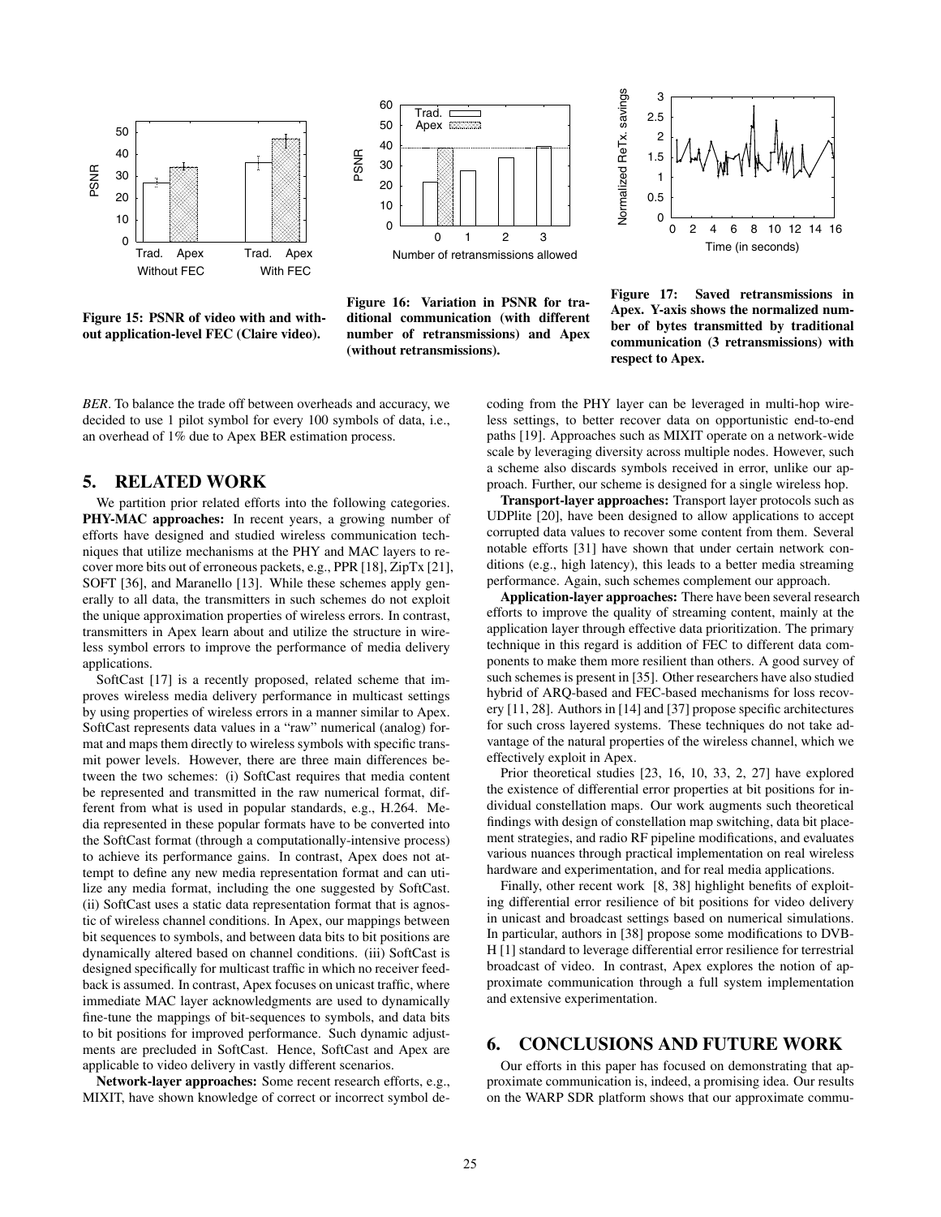Figure 15: PSNR of video with and without application-level FEC (Claire video).

Figure 16: Variation in PSNR for traditional communication (with different number of retransmissions) and Apex (without retransmissions).

Figure 17: Saved retransmissions in Apex. Y-axis shows the normalized number of bytes transmitted by traditional communication (3 retransmissions) with respect to Apex.

*BER*. To balance the trade off between overheads and accuracy, we decided to use 1 pilot symbol for every 100 symbols of data, i.e., an overhead of 1% due to Apex BER estimation process.

## 5. RELATED WORK

We partition prior related efforts into the following categories.

**PHY-MAC approaches:** In recent years, a growing number of efforts have designed and studied wireless communication techniques that utilize mechanisms at the PHY and MAC layers to recover more bits out of erroneous packets, e.g., PPR [18], ZipTx [21], SOFT [36], and Maranello [13]. While these schemes apply generally to all data, the transmitters in such schemes do not exploit the unique approximation properties of wireless errors. In contrast, transmitters in Apex learn about and utilize the structure in wireless symbol errors to improve the performance of media delivery applications.

SoftCast [17] is a recently proposed, related scheme that improves wireless media delivery performance in multicast settings by using properties of wireless errors in a manner similar to Apex. SoftCast represents data values in a "raw" numerical (analog) format and maps them directly to wireless symbols with specific transmit power levels. However, there are three main differences between the two schemes: (i) SoftCast requires that media content be represented and transmitted in the raw numerical format, different from what is used in popular standards, e.g., H.264. Media represented in these popular formats have to be converted into the SoftCast format (through a computationally-intensive process) to achieve its performance gains. In contrast, Apex does not attempt to define any new media representation format and can utilize any media format, including the one suggested by SoftCast. (ii) SoftCast uses a static data representation format that is agnostic of wireless channel conditions. In Apex, our mappings between bit sequences to symbols, and between data bits to bit positions are dynamically altered based on channel conditions. (iii) SoftCast is designed specifically for multicast traffic in which no receiver feedback is assumed. In contrast, Apex focuses on unicast traffic, where immediate MAC layer acknowledgments are used to dynamically fine-tune the mappings of bit-sequences to symbols, and data bits to bit positions for improved performance. Such dynamic adjustments are precluded in SoftCast. Hence, SoftCast and Apex are applicable to video delivery in vastly different scenarios.

**Network-layer approaches:** Some recent research efforts, e.g., MIXIT, have shown knowledge of correct or incorrect symbol decoding from the PHY layer can be leveraged in multi-hop wireless settings, to better recover data on opportunistic end-to-end paths [19]. Approaches such as MIXIT operate on a network-wide scale by leveraging diversity across multiple nodes. However, such a scheme also discards symbols received in error, unlike our approach. Further, our scheme is designed for a single wireless hop.

**Transport-layer approaches:** Transport layer protocols such as UDPlite [20], have been designed to allow applications to accept corrupted data values to recover some content from them. Several notable efforts [31] have shown that under certain network conditions (e.g., high latency), this leads to a better media streaming performance. Again, such schemes complement our approach.

**Application-layer approaches:** There have been several research efforts to improve the quality of streaming content, mainly at the application layer through effective data prioritization. The primary technique in this regard is addition of FEC to different data components to make them more resilient than others. A good survey of such schemes is present in [35]. Other researchers have also studied hybrid of ARQ-based and FEC-based mechanisms for loss recovery [11, 28]. Authors in [14] and [37] propose specific architectures for such cross layered systems. These techniques do not take advantage of the natural properties of the wireless channel, which we effectively exploit in Apex.

Prior theoretical studies [23, 16, 10, 33, 2, 27] have explored the existence of differential error properties at bit positions for individual constellation maps. Our work augments such theoretical findings with design of constellation map switching, data bit placement strategies, and radio RF pipeline modifications, and evaluates various nuances through practical implementation on real wireless hardware and experimentation, and for real media applications.

Finally, other recent work [8, 38] highlight benefits of exploiting differential error resilience of bit positions for video delivery in unicast and broadcast settings based on numerical simulations. In particular, authors in [38] propose some modifications to DVB-H [1] standard to leverage differential error resilience for terrestrial broadcast of video. In contrast, Apex explores the notion of approximate communication through a full system implementation and extensive experimentation.

## 6. CONCLUSIONS AND FUTURE WORK

Our efforts in this paper has focused on demonstrating that approximate communication is, indeed, a promising idea. Our results on the WARP SDR platform shows that our approximate commu-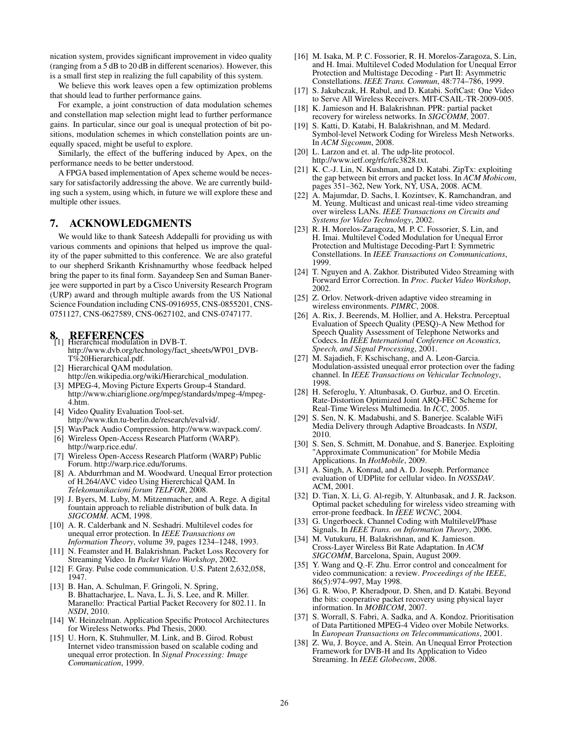nication system, provides significant improvement in video quality (ranging from a 5 dB to 20 dB in different scenarios). However, this is a small first step in realizing the full capability of this system.

We believe this work leaves open a few optimization problems that should lead to further performance gains.

For example, a joint construction of data modulation schemes and constellation map selection might lead to further performance gains. In particular, since our goal is unequal protection of bit positions, modulation schemes in which constellation points are unequally spaced, might be useful to explore.

Similarly, the effect of the buffering induced by Apex, on the performance needs to be better understood.

A FPGA based implementation of Apex scheme would be necessary for satisfactorily addressing the above. We are currently building such a system, using which, in future we will explore these and multiple other issues.

## 7. ACKNOWLEDGMENTS

We would like to thank Sateesh Addepalli for providing us with various comments and opinions that helped us improve the quality of the paper submitted to this conference. We are also grateful to our shepherd Srikanth Krishnamurthy whose feedback helped bring the paper to its final form. Sayandeep Sen and Suman Banerjee were supported in part by a Cisco University Research Program (URP) award and through multiple awards from the US National Science Foundation including CNS-0916955, CNS-0855201, CNS-0751127, CNS-0627589, CNS-0627102, and CNS-0747177.

## 8. REFERENCES

[1] Hierarchical modulation in DVB-T. http://www.dvb.org/technology/fact_sheets/WP01_DVB-T%20Hierarchical.pdf.

[2] Hierarchical QAM modulation. http://en.wikipedia.org/wiki/Hierarchical_modulation.

[3] MPEG-4, Moving Picture Experts Group-4 Standard. http://www.chiariglione.org/mpeg/standards/mpeg-4/mpeg-4.htm.

[4] Video Quality Evaluation Tool-set. http://www.tkn.tu-berlin.de/research/evalvid/.

[5] WavPack Audio Compression. http://www.wavpack.com/.

[6] Wireless Open-Access Research Platform (WARP). http://warp.rice.edu/.

[7] Wireless Open-Access Research Platform (WARP) Public Forum. http://warp.rice.edu/forums.

[8] A. Abdurrhman and M. Woodward. Unequal Error protection of H.264/AVC video Using Hiererchical QAM. In *Telekomunikacioni forum TELFOR*, 2008.

[9] J. Byers, M. Luby, M. Mitzenmacher, and A. Rege. A digital fountain approach to reliable distribution of bulk data. In *SIGCOMM*. ACM, 1998.

[10] A. R. Calderbank and N. Seshadri. Multilevel codes for unequal error protection. In *IEEE Transactions on Information Theory*, volume 39, pages 1234–1248, 1993.

[11] N. Feamster and H. Balakrishnan. Packet Loss Recovery for Streaming Video. In *Packet Video Workshop*, 2002.

[12] F. Gray. Pulse code communication. U.S. Patent 2,632,058, 1947.

[13] B. Han, A. Schulman, F. Gringoli, N. Spring, B. Bhattacharjee, L. Nava, L. Ji, S. Lee, and R. Miller. Maranello: Practical Partial Packet Recovery for 802.11. In *NSDI*, 2010.

[14] W. Heinzelman. Application Specific Protocol Architectures for Wireless Networks. Phd Thesis, 2000.

[15] U. Horn, K. Stuhmuller, M. Link, and B. Girod. Robust Internet video transmission based on scalable coding and unequal error protection. In *Signal Processing: Image Communication*, 1999.

[16] M. Isaka, M. P. C. Fossorier, R. H. Morelos-Zaragoza, S. Lin, and H. Imai. Multilevel Coded Modulation for Unequal Error Protection and Multistage Decoding - Part II: Asymmetric Constellations. *IEEE Trans. Commun*, 48:774–786, 1999.

[17] S. Jakubczak, H. Rabul, and D. Katabi. SoftCast: One Video to Serve All Wireless Receivers. MIT-CSAIL-TR-2009-005.

[18] K. Jamieson and H. Balakrishnan. PPR: partial packet recovery for wireless networks. In *SIGCOMM*, 2007.

[19] S. Katti, D. Katabi, H. Balakrishnan, and M. Medard. Symbol-level Network Coding for Wireless Mesh Networks. In *ACM Sigcomm*, 2008.

[20] L. Larzon and et. al. The udp-lite protocol. http://www.ietf.org/rfc/rfc3828.txt.

[21] K. C.-J. Lin, N. Kushman, and D. Katabi. ZipTx: exploiting the gap between bit errors and packet loss. In *ACM Mobicom*, pages 351–362, New York, NY, USA, 2008. ACM.

[22] A. Majumdar, D. Sachs, I. Kozintsev, K. Ramchandran, and M. Yeung. Multicast and unicast real-time video streaming over wireless LANs. *IEEE Transactions on Circuits and Systems for Video Technology*, 2002.

[23] R. H. Morelos-Zaragoza, M. P. C. Fossorier, S. Lin, and H. Imai. Multilevel Coded Modulation for Unequal Error Protection and Multistage Decoding-Part I: Symmetric Constellations. In *IEEE Transactions on Communications*, 1999.

[24] T. Nguyen and A. Zakhor. Distributed Video Streaming with Forward Error Correction. In *Proc. Packet Video Workshop*, 2002.

[25] Z. Orlov. Network-driven adaptive video streaming in wireless environments. *PIMRC*, 2008.

[26] A. Rix, J. Beerends, M. Hollier, and A. Hekstra. Perceptual Evaluation of Speech Quality (PESQ)-A New Method for Speech Quality Assessment of Telephone Networks and Codecs. In *IEEE International Conference on Acoustics, Speech, and Signal Processing*, 2001.

[27] M. Sajadieh, F. Kschischang, and A. Leon-Garcia. Modulation-assisted unequal error protection over the fading channel. In *IEEE Transactions on Vehicular Technology*, 1998.

[28] H. Seferoglu, Y. Altunbasak, O. Gurbuz, and O. Ercetin. Rate-Distortion Optimized Joint ARQ-FEC Scheme for Real-Time Wireless Multimedia. In *ICC*, 2005.

[29] S. Sen, N. K. Madabushi, and S. Banerjee. Scalable WiFi Media Delivery through Adaptive Broadcasts. In *NSDI*, 2010.

[30] S. Sen, S. Schmitt, M. Donahue, and S. Banerjee. Exploiting "Approximate Communication" for Mobile Media Applications. In *HotMobile*, 2009.

[31] A. Singh, A. Konrad, and A. D. Joseph. Performance evaluation of UDPlite for cellular video. In *NOSSDAV*. ACM, 2001.

[32] D. Tian, X. Li, G. Al-regib, Y. Altunbasak, and J. R. Jackson. Optimal packet scheduling for wireless video streaming with error-prone feedback. In *IEEE WCNC*, 2004.

[33] G. Ungerboeck. Channel Coding with Multilevel/Phase Signals. In *IEEE Trans. on Information Theory*, 2006.

[34] M. Vutukuru, H. Balakrishnan, and K. Jamieson. Cross-Layer Wireless Bit Rate Adaptation. In *ACM SIGCOMM*, Barcelona, Spain, August 2009.

[35] Y. Wang and Q.-F. Zhu. Error control and concealment for video communication: a review. *Proceedings of the IEEE*, 86(5):974–997, May 1998.

[36] G. R. Woo, P. Kheradpour, D. Shen, and D. Katabi. Beyond the bits: cooperative packet recovery using physical layer information. In *MOBICOM*, 2007.

[37] S. Worrall, S. Fabri, A. Sadka, and A. Kondoz. Prioritisation of Data Partitioned MPEG-4 Video over Mobile Networks. In *European Transactions on Telecommunications*, 2001.

[38] Z. Wu, J. Boyce, and A. Stein. An Unequal Error Protection Framework for DVB-H and Its Application to Video Streaming. In *IEEE Globecom*, 2008.